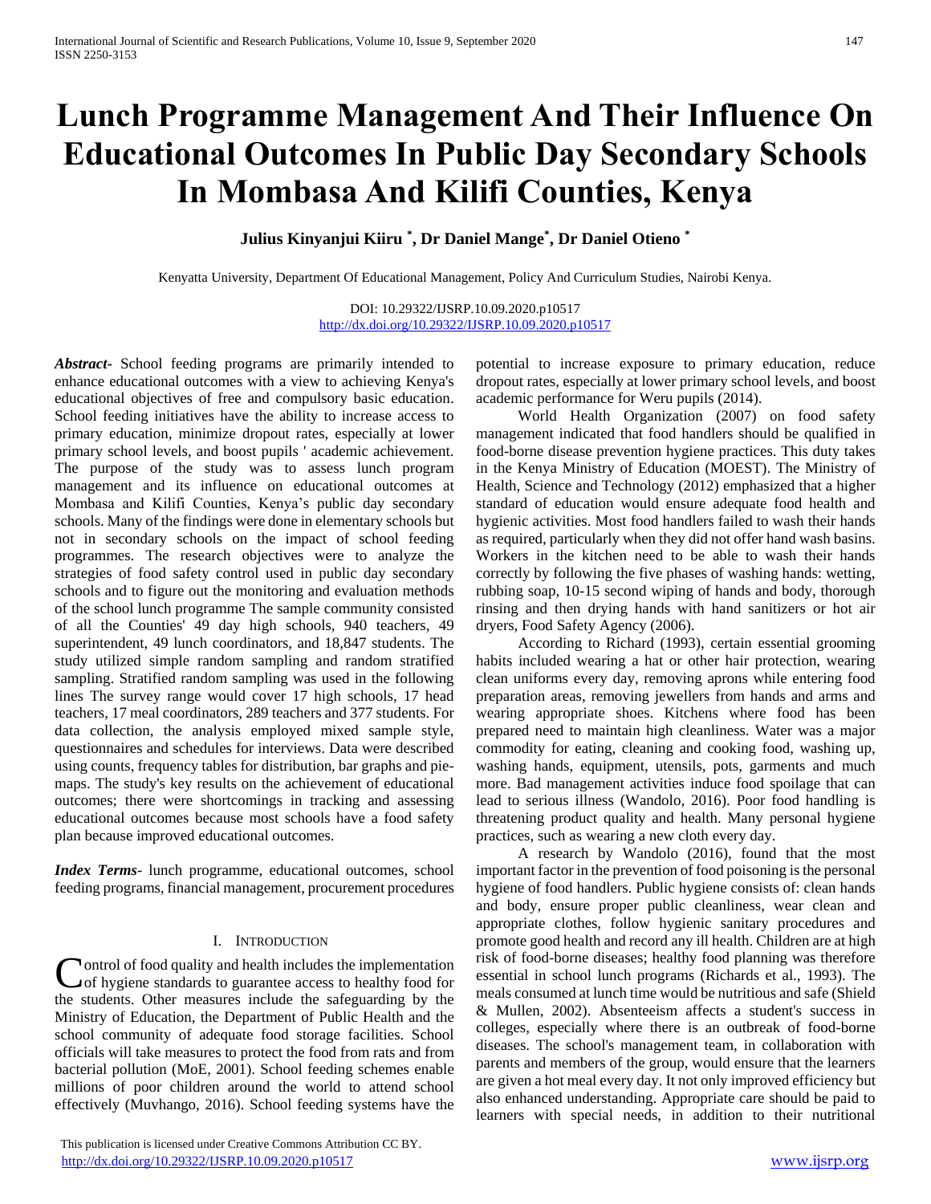# Lunch Programme Management And Their Influence On Educational Outcomes In Public Day Secondary Schools In Mombasa And Kilifi Counties, Kenya

**Julius Kinyanjui Kiiru [*], Dr Daniel Mange[*], Dr Daniel Otieno [*]**

Kenyatta University, Department Of Educational Management, Policy And Curriculum Studies, Nairobi Kenya.

DOI: 10.29322/IJSRP.10.09.2020.p10517
http://dx.doi.org/10.29322/IJSRP.10.09.2020.p10517

***Abstract***- School feeding programs are primarily intended to enhance educational outcomes with a view to achieving Kenya's educational objectives of free and compulsory basic education. School feeding initiatives have the ability to increase access to primary education, minimize dropout rates, especially at lower primary school levels, and boost pupils ' academic achievement. The purpose of the study was to assess lunch program management and its influence on educational outcomes at Mombasa and Kilifi Counties, Kenya's public day secondary schools. Many of the findings were done in elementary schools but not in secondary schools on the impact of school feeding programmes. The research objectives were to analyze the strategies of food safety control used in public day secondary schools and to figure out the monitoring and evaluation methods of the school lunch programme The sample community consisted of all the Counties' 49 day high schools, 940 teachers, 49 superintendent, 49 lunch coordinators, and 18,847 students. The study utilized simple random sampling and random stratified sampling. Stratified random sampling was used in the following lines The survey range would cover 17 high schools, 17 head teachers, 17 meal coordinators, 289 teachers and 377 students. For data collection, the analysis employed mixed sample style, questionnaires and schedules for interviews. Data were described using counts, frequency tables for distribution, bar graphs and pie-maps. The study's key results on the achievement of educational outcomes; there were shortcomings in tracking and assessing educational outcomes because most schools have a food safety plan because improved educational outcomes.

***Index Terms***- lunch programme, educational outcomes, school feeding programs, financial management, procurement procedures

## I. Introduction

Control of food quality and health includes the implementation of hygiene standards to guarantee access to healthy food for the students. Other measures include the safeguarding by the Ministry of Education, the Department of Public Health and the school community of adequate food storage facilities. School officials will take measures to protect the food from rats and from bacterial pollution (MoE, 2001). School feeding schemes enable millions of poor children around the world to attend school effectively (Muvhango, 2016). School feeding systems have the potential to increase exposure to primary education, reduce dropout rates, especially at lower primary school levels, and boost academic performance for Weru pupils (2014).

World Health Organization (2007) on food safety management indicated that food handlers should be qualified in food-borne disease prevention hygiene practices. This duty takes in the Kenya Ministry of Education (MOEST). The Ministry of Health, Science and Technology (2012) emphasized that a higher standard of education would ensure adequate food health and hygienic activities. Most food handlers failed to wash their hands as required, particularly when they did not offer hand wash basins. Workers in the kitchen need to be able to wash their hands correctly by following the five phases of washing hands: wetting, rubbing soap, 10-15 second wiping of hands and body, thorough rinsing and then drying hands with hand sanitizers or hot air dryers, Food Safety Agency (2006).

According to Richard (1993), certain essential grooming habits included wearing a hat or other hair protection, wearing clean uniforms every day, removing aprons while entering food preparation areas, removing jewellers from hands and arms and wearing appropriate shoes. Kitchens where food has been prepared need to maintain high cleanliness. Water was a major commodity for eating, cleaning and cooking food, washing up, washing hands, equipment, utensils, pots, garments and much more. Bad management activities induce food spoilage that can lead to serious illness (Wandolo, 2016). Poor food handling is threatening product quality and health. Many personal hygiene practices, such as wearing a new cloth every day.

A research by Wandolo (2016), found that the most important factor in the prevention of food poisoning is the personal hygiene of food handlers. Public hygiene consists of: clean hands and body, ensure proper public cleanliness, wear clean and appropriate clothes, follow hygienic sanitary procedures and promote good health and record any ill health. Children are at high risk of food-borne diseases; healthy food planning was therefore essential in school lunch programs (Richards et al., 1993). The meals consumed at lunch time would be nutritious and safe (Shield & Mullen, 2002). Absenteeism affects a student's success in colleges, especially where there is an outbreak of food-borne diseases. The school's management team, in collaboration with parents and members of the group, would ensure that the learners are given a hot meal every day. It not only improved efficiency but also enhanced understanding. Appropriate care should be paid to learners with special needs, in addition to their nutritional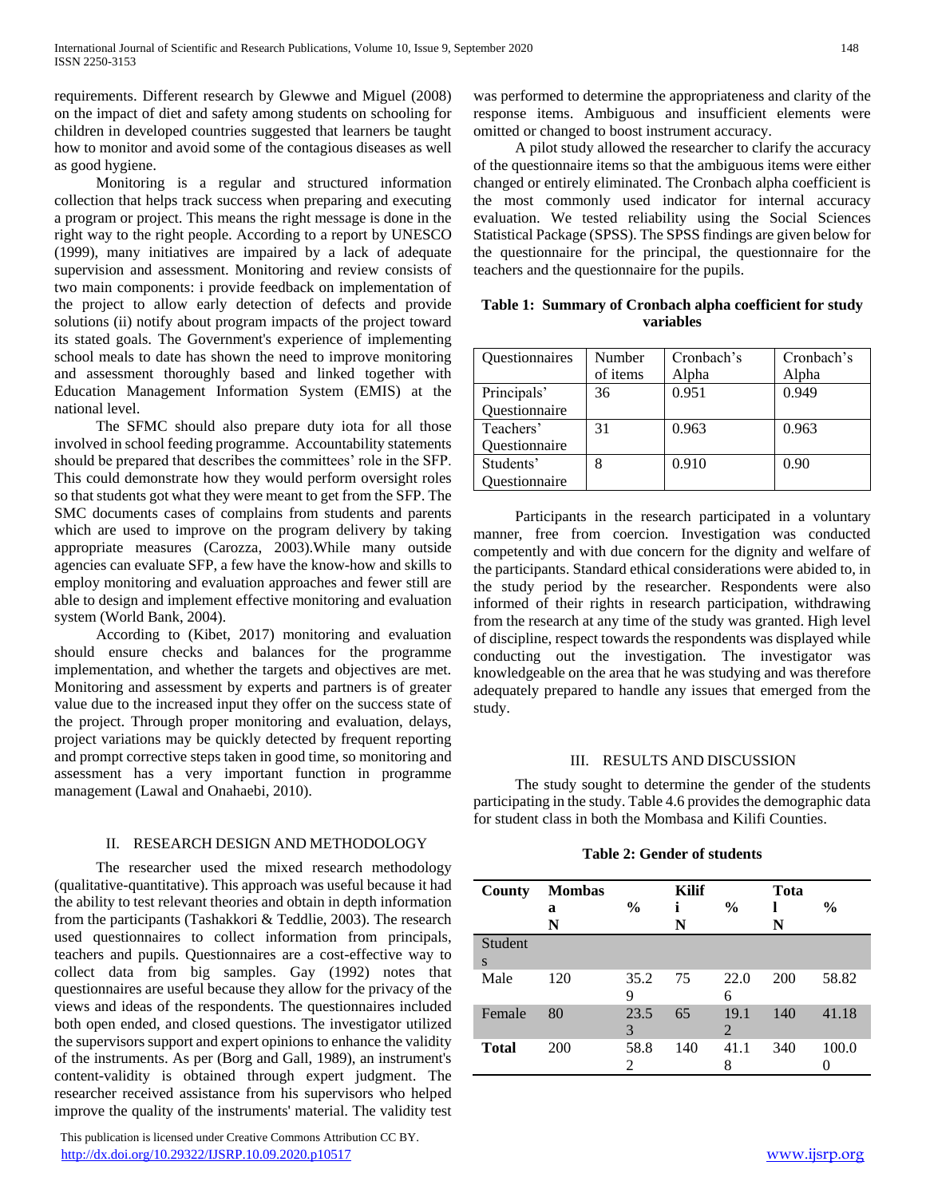requirements. Different research by Glewwe and Miguel (2008) on the impact of diet and safety among students on schooling for children in developed countries suggested that learners be taught how to monitor and avoid some of the contagious diseases as well as good hygiene.

Monitoring is a regular and structured information collection that helps track success when preparing and executing a program or project. This means the right message is done in the right way to the right people. According to a report by UNESCO (1999), many initiatives are impaired by a lack of adequate supervision and assessment. Monitoring and review consists of two main components: i provide feedback on implementation of the project to allow early detection of defects and provide solutions (ii) notify about program impacts of the project toward its stated goals. The Government's experience of implementing school meals to date has shown the need to improve monitoring and assessment thoroughly based and linked together with Education Management Information System (EMIS) at the national level.

The SFMC should also prepare duty iota for all those involved in school feeding programme. Accountability statements should be prepared that describes the committees' role in the SFP. This could demonstrate how they would perform oversight roles so that students got what they were meant to get from the SFP. The SMC documents cases of complains from students and parents which are used to improve on the program delivery by taking appropriate measures (Carozza, 2003).While many outside agencies can evaluate SFP, a few have the know-how and skills to employ monitoring and evaluation approaches and fewer still are able to design and implement effective monitoring and evaluation system (World Bank, 2004).

According to (Kibet, 2017) monitoring and evaluation should ensure checks and balances for the programme implementation, and whether the targets and objectives are met. Monitoring and assessment by experts and partners is of greater value due to the increased input they offer on the success state of the project. Through proper monitoring and evaluation, delays, project variations may be quickly detected by frequent reporting and prompt corrective steps taken in good time, so monitoring and assessment has a very important function in programme management (Lawal and Onahaebi, 2010).

## II. RESEARCH DESIGN AND METHODOLOGY

The researcher used the mixed research methodology (qualitative-quantitative). This approach was useful because it had the ability to test relevant theories and obtain in depth information from the participants (Tashakkori & Teddlie, 2003). The research used questionnaires to collect information from principals, teachers and pupils. Questionnaires are a cost-effective way to collect data from big samples. Gay (1992) notes that questionnaires are useful because they allow for the privacy of the views and ideas of the respondents. The questionnaires included both open ended, and closed questions. The investigator utilized the supervisors support and expert opinions to enhance the validity of the instruments. As per (Borg and Gall, 1989), an instrument's content-validity is obtained through expert judgment. The researcher received assistance from his supervisors who helped improve the quality of the instruments' material. The validity test was performed to determine the appropriateness and clarity of the response items. Ambiguous and insufficient elements were omitted or changed to boost instrument accuracy.

A pilot study allowed the researcher to clarify the accuracy of the questionnaire items so that the ambiguous items were either changed or entirely eliminated. The Cronbach alpha coefficient is the most commonly used indicator for internal accuracy evaluation. We tested reliability using the Social Sciences Statistical Package (SPSS). The SPSS findings are given below for the questionnaire for the principal, the questionnaire for the teachers and the questionnaire for the pupils.

**Table 1: Summary of Cronbach alpha coefficient for study variables**

| Questionnaires | Number of items | Cronbach's Alpha | Cronbach's Alpha |
|---|---|---|---|
| Principals' Questionnaire | 36 | 0.951 | 0.949 |
| Teachers' Questionnaire | 31 | 0.963 | 0.963 |
| Students' Questionnaire | 8 | 0.910 | 0.90 |

Participants in the research participated in a voluntary manner, free from coercion. Investigation was conducted competently and with due concern for the dignity and welfare of the participants. Standard ethical considerations were abided to, in the study period by the researcher. Respondents were also informed of their rights in research participation, withdrawing from the research at any time of the study was granted. High level of discipline, respect towards the respondents was displayed while conducting out the investigation. The investigator was knowledgeable on the area that he was studying and was therefore adequately prepared to handle any issues that emerged from the study.

## III. RESULTS AND DISCUSSION

The study sought to determine the gender of the students participating in the study. Table 4.6 provides the demographic data for student class in both the Mombasa and Kilifi Counties.

**Table 2: Gender of students**

| County | Mombasa N | % | Kilifi N | % | Total N | % |
|---|---|---|---|---|---|---|
| Students | | | | | | |
| Male | 120 | 35.29 | 75 | 22.06 | 200 | 58.82 |
| Female | 80 | 23.53 | 65 | 19.12 | 140 | 41.18 |
| **Total** | 200 | 58.82 | 140 | 41.18 | 340 | 100.00 |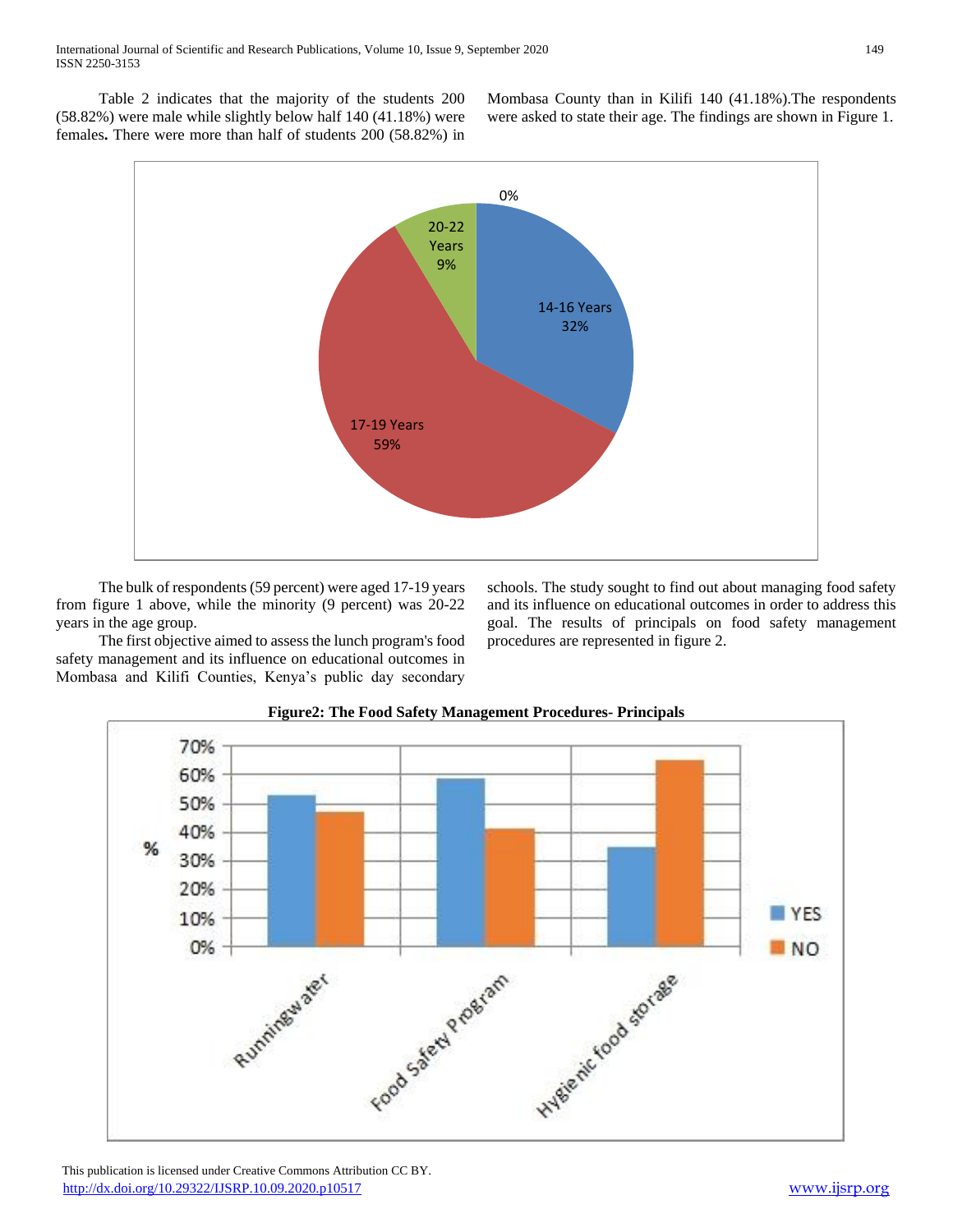Table 2 indicates that the majority of the students 200 (58.82%) were male while slightly below half 140 (41.18%) were females**.** There were more than half of students 200 (58.82%) in Mombasa County than in Kilifi 140 (41.18%).The respondents were asked to state their age. The findings are shown in Figure 1.

The bulk of respondents (59 percent) were aged 17-19 years from figure 1 above, while the minority (9 percent) was 20-22 years in the age group.

The first objective aimed to assess the lunch program's food safety management and its influence on educational outcomes in Mombasa and Kilifi Counties, Kenya's public day secondary schools. The study sought to find out about managing food safety and its influence on educational outcomes in order to address this goal. The results of principals on food safety management procedures are represented in figure 2.

**Figure2: The Food Safety Management Procedures- Principals**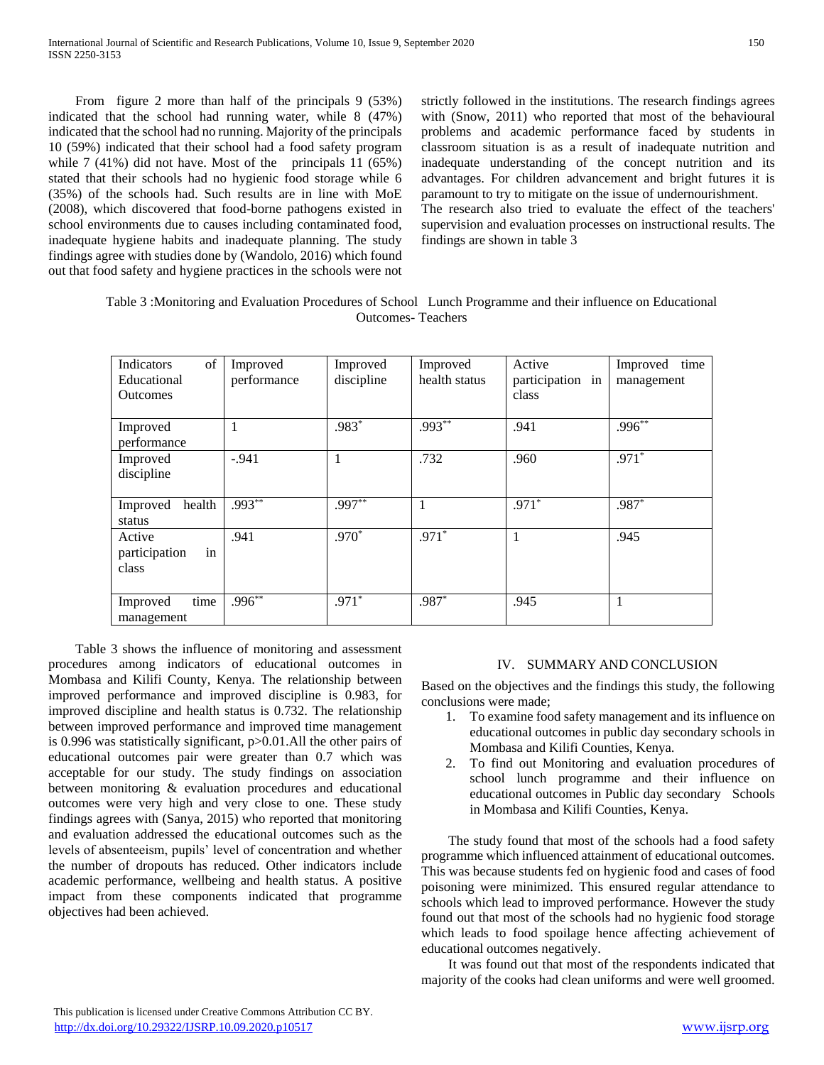From figure 2 more than half of the principals 9 (53%) indicated that the school had running water, while 8 (47%) indicated that the school had no running. Majority of the principals 10 (59%) indicated that their school had a food safety program while 7 (41%) did not have. Most of the principals 11 (65%) stated that their schools had no hygienic food storage while 6 (35%) of the schools had. Such results are in line with MoE (2008), which discovered that food-borne pathogens existed in school environments due to causes including contaminated food, inadequate hygiene habits and inadequate planning. The study findings agree with studies done by (Wandolo, 2016) which found out that food safety and hygiene practices in the schools were not strictly followed in the institutions. The research findings agrees with (Snow, 2011) who reported that most of the behavioural problems and academic performance faced by students in classroom situation is as a result of inadequate nutrition and inadequate understanding of the concept nutrition and its advantages. For children advancement and bright futures it is paramount to try to mitigate on the issue of undernourishment.

The research also tried to evaluate the effect of the teachers' supervision and evaluation processes on instructional results. The findings are shown in table 3

Table 3 :Monitoring and Evaluation Procedures of School Lunch Programme and their influence on Educational Outcomes- Teachers

| Indicators of Educational Outcomes | Improved performance | Improved discipline | Improved health status | Active participation in class | Improved time management |
|---|---|---|---|---|---|
| Improved performance | 1 | .983* | .993** | .941 | .996** |
| Improved discipline | -.941 | 1 | .732 | .960 | .971* |
| Improved health status | .993** | .997** | 1 | .971* | .987* |
| Active participation in class | .941 | .970* | .971* | 1 | .945 |
| Improved time management | .996** | .971* | .987* | .945 | 1 |

Table 3 shows the influence of monitoring and assessment procedures among indicators of educational outcomes in Mombasa and Kilifi County, Kenya. The relationship between improved performance and improved discipline is 0.983, for improved discipline and health status is 0.732. The relationship between improved performance and improved time management is 0.996 was statistically significant, $p>0.01$.All the other pairs of educational outcomes pair were greater than 0.7 which was acceptable for our study. The study findings on association between monitoring & evaluation procedures and educational outcomes were very high and very close to one. These study findings agrees with (Sanya, 2015) who reported that monitoring and evaluation addressed the educational outcomes such as the levels of absenteeism, pupils' level of concentration and whether the number of dropouts has reduced. Other indicators include academic performance, wellbeing and health status. A positive impact from these components indicated that programme objectives had been achieved.

## IV. SUMMARY AND CONCLUSION

Based on the objectives and the findings this study, the following conclusions were made;

1. To examine food safety management and its influence on educational outcomes in public day secondary schools in Mombasa and Kilifi Counties, Kenya.
2. To find out Monitoring and evaluation procedures of school lunch programme and their influence on educational outcomes in Public day secondary Schools in Mombasa and Kilifi Counties, Kenya.

The study found that most of the schools had a food safety programme which influenced attainment of educational outcomes. This was because students fed on hygienic food and cases of food poisoning were minimized. This ensured regular attendance to schools which lead to improved performance. However the study found out that most of the schools had no hygienic food storage which leads to food spoilage hence affecting achievement of educational outcomes negatively.

It was found out that most of the respondents indicated that majority of the cooks had clean uniforms and were well groomed.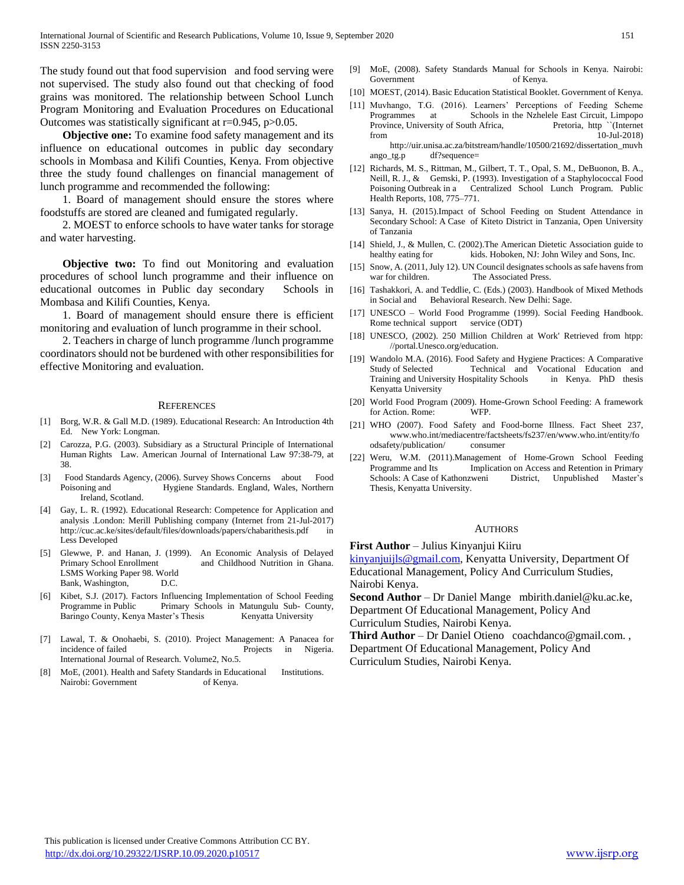The study found out that food supervision and food serving were not supervised. The study also found out that checking of food grains was monitored. The relationship between School Lunch Program Monitoring and Evaluation Procedures on Educational Outcomes was statistically significant at r=0.945, p>0.05.

**Objective one:** To examine food safety management and its influence on educational outcomes in public day secondary schools in Mombasa and Kilifi Counties, Kenya. From objective three the study found challenges on financial management of lunch programme and recommended the following:

1. Board of management should ensure the stores where foodstuffs are stored are cleaned and fumigated regularly.
2. MOEST to enforce schools to have water tanks for storage and water harvesting.

**Objective two:** To find out Monitoring and evaluation procedures of school lunch programme and their influence on educational outcomes in Public day secondary Schools in Mombasa and Kilifi Counties, Kenya.

1. Board of management should ensure there is efficient monitoring and evaluation of lunch programme in their school.
2. Teachers in charge of lunch programme /lunch programme coordinators should not be burdened with other responsibilities for effective Monitoring and evaluation.

## REFERENCES

[1] Borg, W.R. & Gall M.D. (1989). Educational Research: An Introduction 4th Ed. New York: Longman.

[2] Carozza, P.G. (2003). Subsidiary as a Structural Principle of International Human Rights Law. American Journal of International Law 97:38-79, at 38.

[3] Food Standards Agency, (2006). Survey Shows Concerns about Food Poisoning and Hygiene Standards. England, Wales, Northern Ireland, Scotland.

[4] Gay, L. R. (1992). Educational Research: Competence for Application and analysis .London: Merill Publishing company (Internet from 21-Jul-2017) http://cuc.ac.ke/sites/default/files/downloads/papers/chabarithesis.pdf in Less Developed

[5] Glewwe, P. and Hanan, J. (1999). An Economic Analysis of Delayed Primary School Enrollment and Childhood Nutrition in Ghana. LSMS Working Paper 98. World Bank, Washington, D.C.

[6] Kibet, S.J. (2017). Factors Influencing Implementation of School Feeding Programme in Public Primary Schools in Matungulu Sub- County, Baringo County, Kenya Master's Thesis Kenyatta University

[7] Lawal, T. & Onohaebi, S. (2010). Project Management: A Panacea for incidence of failed Projects in Nigeria. International Journal of Research. Volume2, No.5.

[8] MoE, (2001). Health and Safety Standards in Educational Institutions. Nairobi: Government of Kenya.

[9] MoE, (2008). Safety Standards Manual for Schools in Kenya. Nairobi: Government of Kenya.

[10] MOEST, (2014). Basic Education Statistical Booklet. Government of Kenya.

[11] Muvhango, T.G. (2016). Learners' Perceptions of Feeding Scheme Programmes at Schools in the Nzhelele East Circuit, Limpopo Province, University of South Africa, Pretoria, http ``(Internet from 10-Jul-2018) http://uir.unisa.ac.za/bitstream/handle/10500/21692/dissertation_muvhango_tg.pdf?sequence=

[12] Richards, M. S., Rittman, M., Gilbert, T. T., Opal, S. M., DeBuonon, B. A., Neill, R. J., & Gemski, P. (1993). Investigation of a Staphylococcal Food Poisoning Outbreak in a Centralized School Lunch Program. Public Health Reports, 108, 775–771.

[13] Sanya, H. (2015).Impact of School Feeding on Student Attendance in Secondary School: A Case of Kiteto District in Tanzania, Open University of Tanzania

[14] Shield, J., & Mullen, C. (2002).The American Dietetic Association guide to healthy eating for kids. Hoboken, NJ: John Wiley and Sons, Inc.

[15] Snow, A. (2011, July 12). UN Council designates schools as safe havens from war for children. The Associated Press.

[16] Tashakkori, A. and Teddlie, C. (Eds.) (2003). Handbook of Mixed Methods in Social and Behavioral Research. New Delhi: Sage.

[17] UNESCO – World Food Programme (1999). Social Feeding Handbook. Rome technical support service (ODT)

[18] UNESCO, (2002). 250 Million Children at Work' Retrieved from htpp: //portal.Unesco.org/education.

[19] Wandolo M.A. (2016). Food Safety and Hygiene Practices: A Comparative Study of Selected Technical and Vocational Education and Training and University Hospitality Schools in Kenya. PhD thesis Kenyatta University

[20] World Food Program (2009). Home-Grown School Feeding: A framework for Action. Rome: WFP.

[21] WHO (2007). Food Safety and Food-borne Illness. Fact Sheet 237, www.who.int/mediacentre/factsheets/fs237/en/www.who.int/entity/foodsafety/publication/ consumer

[22] Weru, W.M. (2011).Management of Home-Grown School Feeding Programme and Its Implication on Access and Retention in Primary Schools: A Case of Kathonzweni District, Unpublished Master's Thesis, Kenyatta University.

## AUTHORS

**First Author** – Julius Kinyanjui Kiiru kinyanjuijls@gmail.com, Kenyatta University, Department Of Educational Management, Policy And Curriculum Studies, Nairobi Kenya.

**Second Author** – Dr Daniel Mange mbirith.daniel@ku.ac.ke, Department Of Educational Management, Policy And Curriculum Studies, Nairobi Kenya.

**Third Author** – Dr Daniel Otieno coachdanco@gmail.com. , Department Of Educational Management, Policy And Curriculum Studies, Nairobi Kenya.

This publication is licensed under Creative Commons Attribution CC BY.
http://dx.doi.org/10.29322/IJSRP.10.09.2020.p10517 www.ijsrp.org